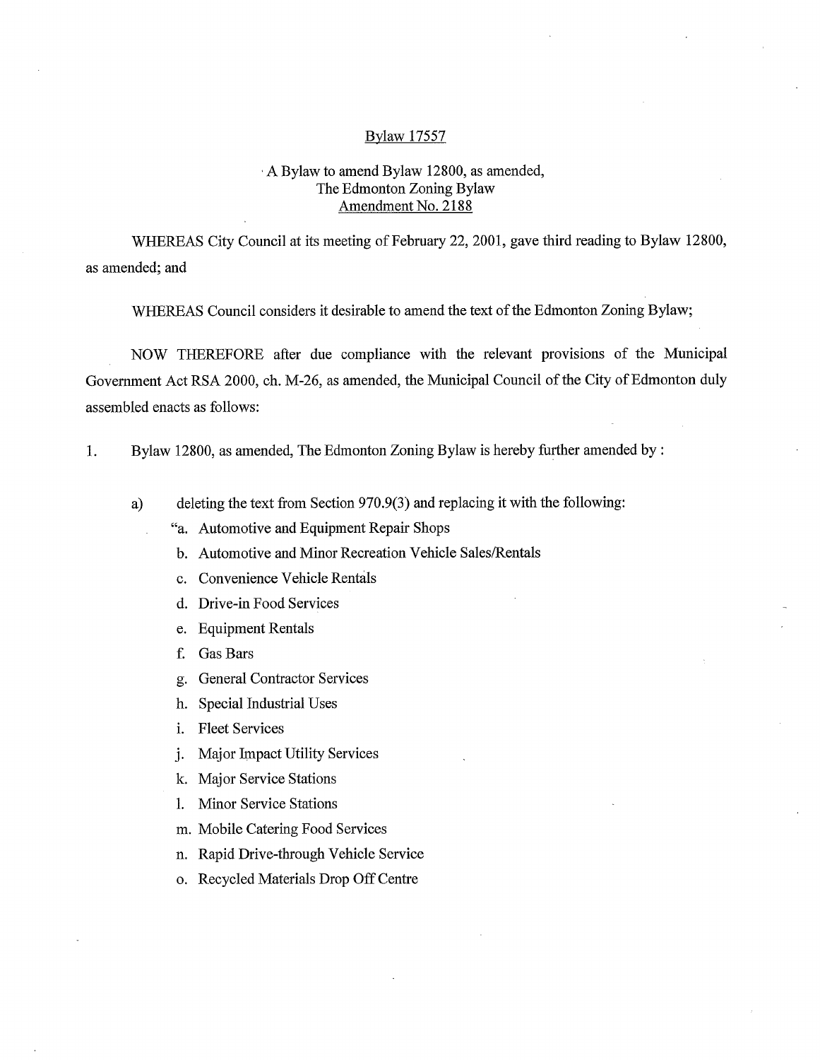Bylaw 17557

A Bylaw to amend Bylaw 12800, as amended,
The Edmonton Zoning Bylaw
Amendment No. 2188

WHEREAS City Council at its meeting of February 22, 2001, gave third reading to Bylaw 12800, as amended; and

WHEREAS Council considers it desirable to amend the text of the Edmonton Zoning Bylaw;

NOW THEREFORE after due compliance with the relevant provisions of the Municipal Government Act RSA 2000, ch. M-26, as amended, the Municipal Council of the City of Edmonton duly assembled enacts as follows:

1. Bylaw 12800, as amended, The Edmonton Zoning Bylaw is hereby further amended by :

   a) deleting the text from Section 970.9(3) and replacing it with the following:

      "a. Automotive and Equipment Repair Shops
      b. Automotive and Minor Recreation Vehicle Sales/Rentals
      c. Convenience Vehicle Rentals
      d. Drive-in Food Services
      e. Equipment Rentals
      f. Gas Bars
      g. General Contractor Services
      h. Special Industrial Uses
      i. Fleet Services
      j. Major Impact Utility Services
      k. Major Service Stations
      l. Minor Service Stations
      m. Mobile Catering Food Services
      n. Rapid Drive-through Vehicle Service
      o. Recycled Materials Drop Off Centre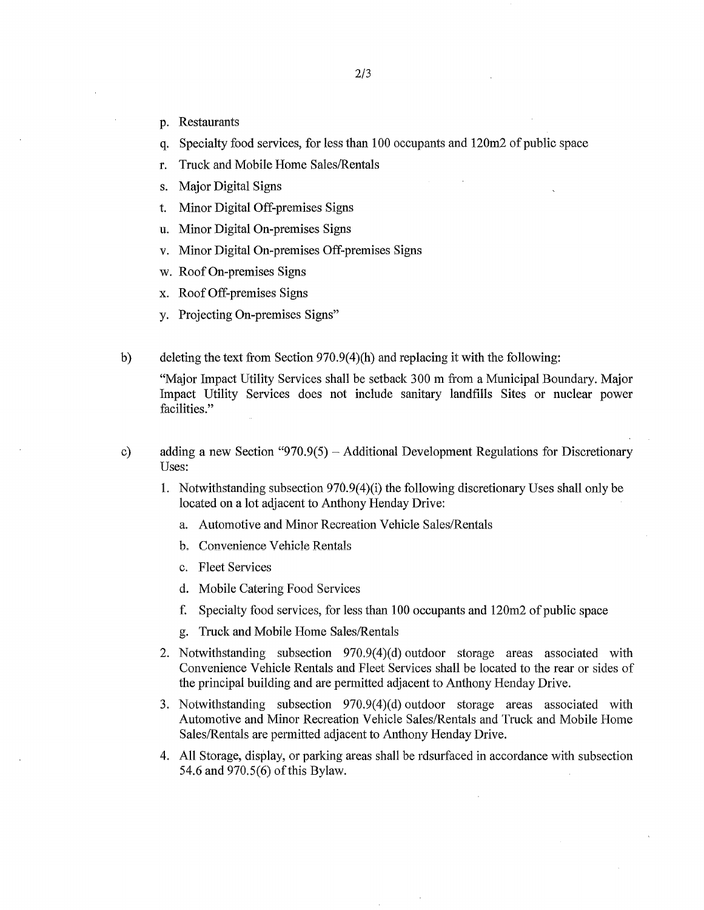p. Restaurants

q. Specialty food services, for less than 100 occupants and 120m2 of public space

r. Truck and Mobile Home Sales/Rentals

s. Major Digital Signs

t. Minor Digital Off-premises Signs

u. Minor Digital On-premises Signs

v. Minor Digital On-premises Off-premises Signs

w. Roof On-premises Signs

x. Roof Off-premises Signs

y. Projecting On-premises Signs"

b) deleting the text from Section 970.9(4)(h) and replacing it with the following:

"Major Impact Utility Services shall be setback 300 m from a Municipal Boundary. Major Impact Utility Services does not include sanitary landfills Sites or nuclear power facilities."

c) adding a new Section "970.9(5) – Additional Development Regulations for Discretionary Uses:

1. Notwithstanding subsection 970.9(4)(i) the following discretionary Uses shall only be located on a lot adjacent to Anthony Henday Drive:
   a. Automotive and Minor Recreation Vehicle Sales/Rentals
   b. Convenience Vehicle Rentals
   c. Fleet Services
   d. Mobile Catering Food Services
   f. Specialty food services, for less than 100 occupants and 120m2 of public space
   g. Truck and Mobile Home Sales/Rentals
2. Notwithstanding subsection 970.9(4)(d) outdoor storage areas associated with Convenience Vehicle Rentals and Fleet Services shall be located to the rear or sides of the principal building and are permitted adjacent to Anthony Henday Drive.
3. Notwithstanding subsection 970.9(4)(d) outdoor storage areas associated with Automotive and Minor Recreation Vehicle Sales/Rentals and Truck and Mobile Home Sales/Rentals are permitted adjacent to Anthony Henday Drive.
4. All Storage, display, or parking areas shall be rdsurfaced in accordance with subsection 54.6 and 970.5(6) of this Bylaw.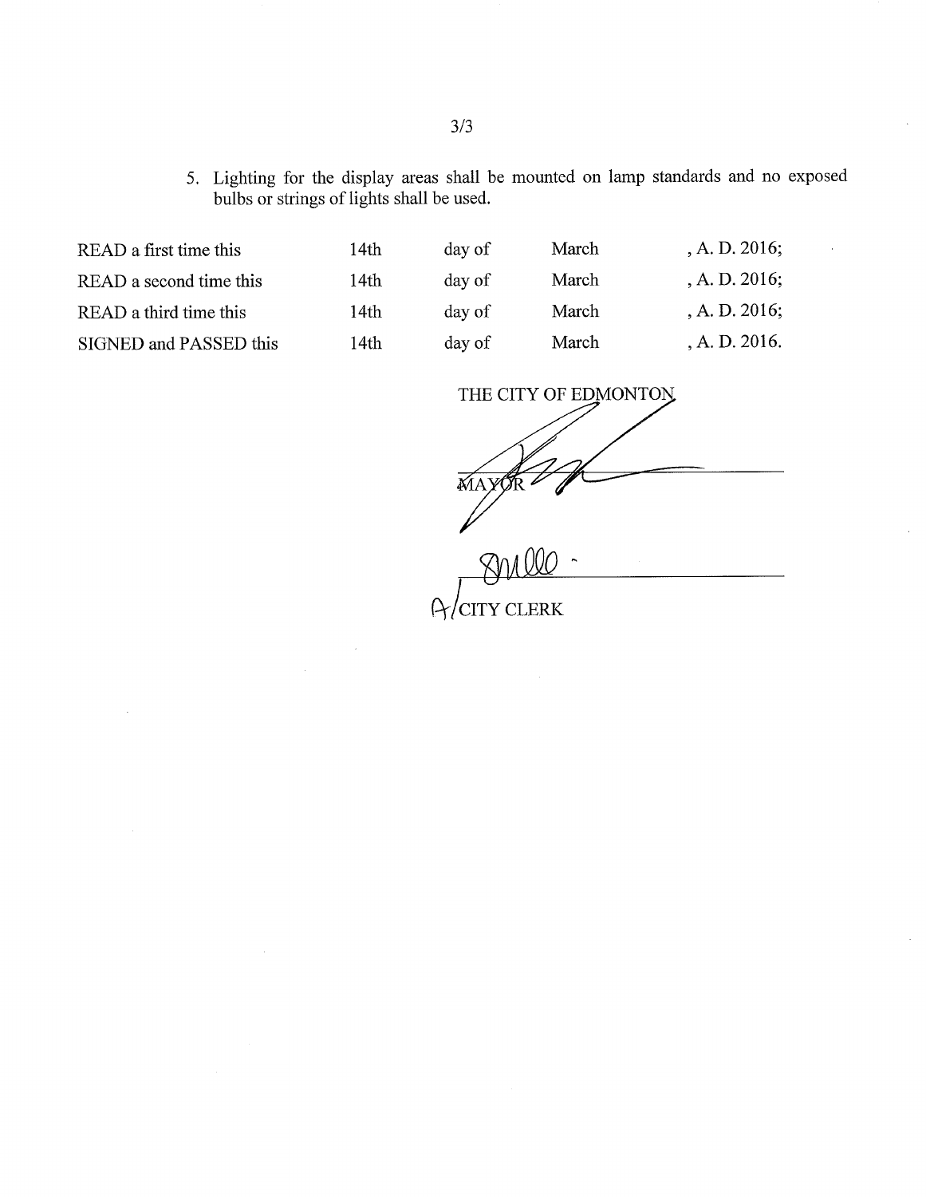5. Lighting for the display areas shall be mounted on lamp standards and no exposed bulbs or strings of lights shall be used.

| | | | | |
|---|---|---|---|---|
| READ a first time this | 14th | day of | March | , A. D. 2016; |
| READ a second time this | 14th | day of | March | , A. D. 2016; |
| READ a third time this | 14th | day of | March | , A. D. 2016; |
| SIGNED and PASSED this | 14th | day of | March | , A. D. 2016. |

THE CITY OF EDMONTON

MAYOR

A/CITY CLERK